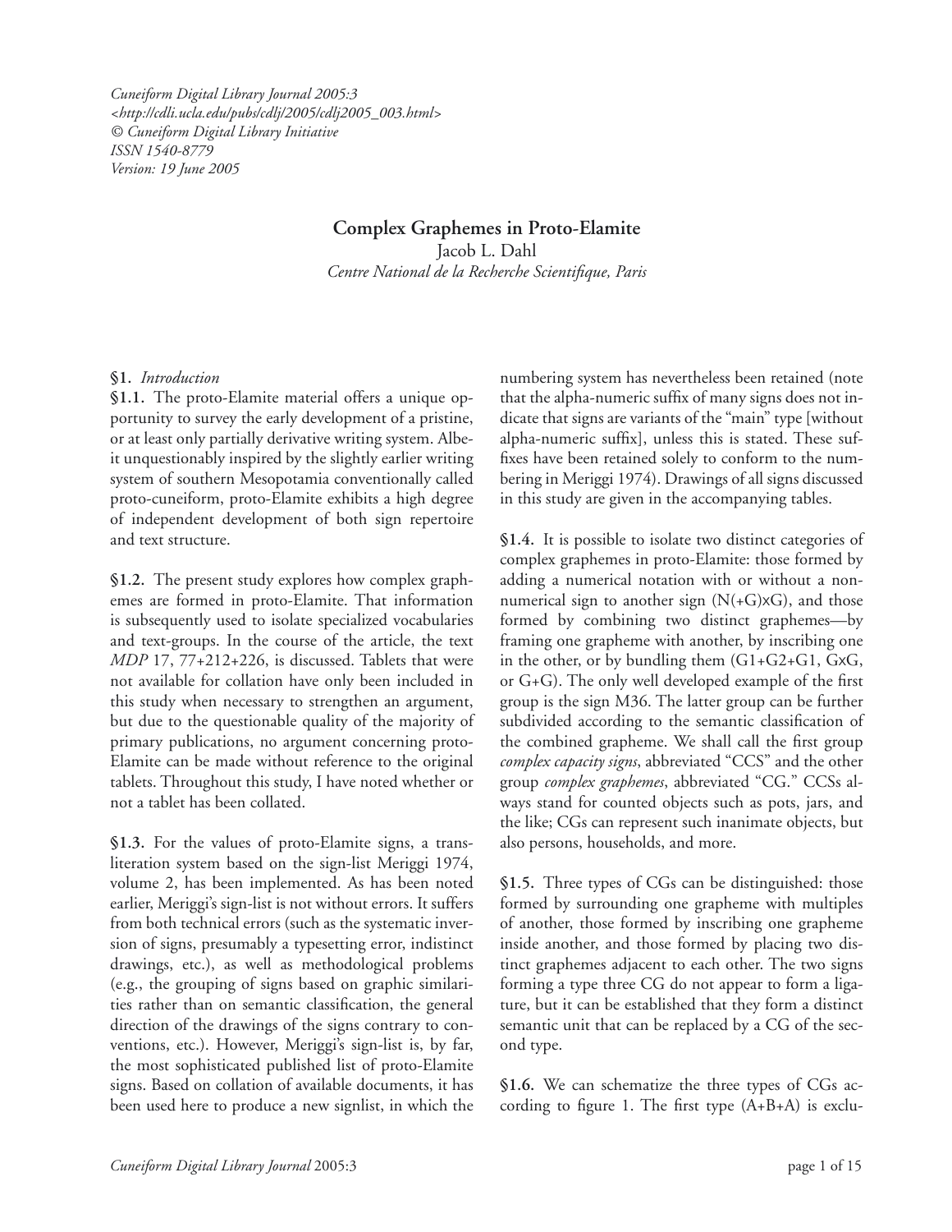*Cuneiform Digital Library Journal 2005:3*
*<http://cdli.ucla.edu/pubs/cdlj/2005/cdlj2005_003.html>*
*© Cuneiform Digital Library Initiative*
*ISSN 1540-8779*
*Version: 19 June 2005*

# Complex Graphemes in Proto-Elamite

Jacob L. Dahl
*Centre National de la Recherche Scientifique, Paris*

**§1.** *Introduction*

**§1.1.** The proto-Elamite material offers a unique opportunity to survey the early development of a pristine, or at least only partially derivative writing system. Albeit unquestionably inspired by the slightly earlier writing system of southern Mesopotamia conventionally called proto-cuneiform, proto-Elamite exhibits a high degree of independent development of both sign repertoire and text structure.

**§1.2.** The present study explores how complex graphemes are formed in proto-Elamite. That information is subsequently used to isolate specialized vocabularies and text-groups. In the course of the article, the text *MDP* 17, 77+212+226, is discussed. Tablets that were not available for collation have only been included in this study when necessary to strengthen an argument, but due to the questionable quality of the majority of primary publications, no argument concerning proto-Elamite can be made without reference to the original tablets. Throughout this study, I have noted whether or not a tablet has been collated.

**§1.3.** For the values of proto-Elamite signs, a transliteration system based on the sign-list Meriggi 1974, volume 2, has been implemented. As has been noted earlier, Meriggi's sign-list is not without errors. It suffers from both technical errors (such as the systematic inversion of signs, presumably a typesetting error, indistinct drawings, etc.), as well as methodological problems (e.g., the grouping of signs based on graphic similarities rather than on semantic classification, the general direction of the drawings of the signs contrary to conventions, etc.). However, Meriggi's sign-list is, by far, the most sophisticated published list of proto-Elamite signs. Based on collation of available documents, it has been used here to produce a new signlist, in which the numbering system has nevertheless been retained (note that the alpha-numeric suffix of many signs does not indicate that signs are variants of the "main" type [without alpha-numeric suffix], unless this is stated. These suffixes have been retained solely to conform to the numbering in Meriggi 1974). Drawings of all signs discussed in this study are given in the accompanying tables.

**§1.4.** It is possible to isolate two distinct categories of complex graphemes in proto-Elamite: those formed by adding a numerical notation with or without a non-numerical sign to another sign (N(+G)xG), and those formed by combining two distinct graphemes—by framing one grapheme with another, by inscribing one in the other, or by bundling them (G1+G2+G1, GxG, or G+G). The only well developed example of the first group is the sign M36. The latter group can be further subdivided according to the semantic classification of the combined grapheme. We shall call the first group *complex capacity signs*, abbreviated "CCS" and the other group *complex graphemes*, abbreviated "CG." CCSs always stand for counted objects such as pots, jars, and the like; CGs can represent such inanimate objects, but also persons, households, and more.

**§1.5.** Three types of CGs can be distinguished: those formed by surrounding one grapheme with multiples of another, those formed by inscribing one grapheme inside another, and those formed by placing two distinct graphemes adjacent to each other. The two signs forming a type three CG do not appear to form a ligature, but it can be established that they form a distinct semantic unit that can be replaced by a CG of the second type.

**§1.6.** We can schematize the three types of CGs according to figure 1. The first type (A+B+A) is exclu-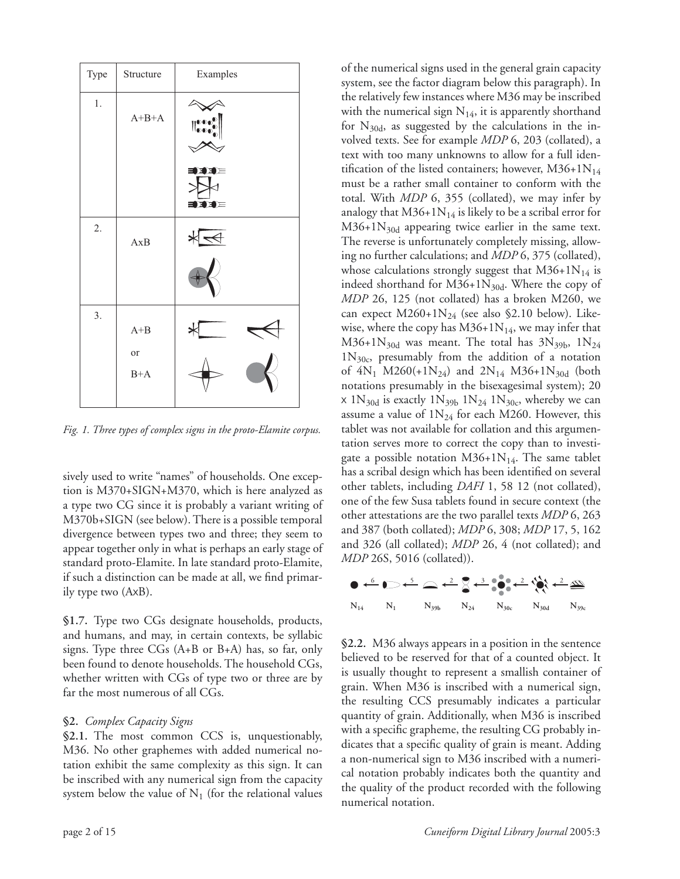| Type | Structure | Examples |
|---|---|---|
| 1. | A+B+A | |
| 2. | AxB | |
| 3. | A+B or B+A | |

*Fig. 1. Three types of complex signs in the proto-Elamite corpus.*

sively used to write "names" of households. One exception is M370+SIGN+M370, which is here analyzed as a type two CG since it is probably a variant writing of M370b+SIGN (see below). There is a possible temporal divergence between types two and three; they seem to appear together only in what is perhaps an early stage of standard proto-Elamite. In late standard proto-Elamite, if such a distinction can be made at all, we find primarily type two (AxB).

**§1.7.** Type two CGs designate households, products, and humans, and may, in certain contexts, be syllabic signs. Type three CGs (A+B or B+A) has, so far, only been found to denote households. The household CGs, whether written with CGs of type two or three are by far the most numerous of all CGs.

## §2. *Complex Capacity Signs*

**§2.1.** The most common CCS is, unquestionably, M36. No other graphemes with added numerical notation exhibit the same complexity as this sign. It can be inscribed with any numerical sign from the capacity system below the value of $N_1$ (for the relational values of the numerical signs used in the general grain capacity system, see the factor diagram below this paragraph). In the relatively few instances where M36 may be inscribed with the numerical sign $N_{14}$, it is apparently shorthand for $N_{30d}$, as suggested by the calculations in the involved texts. See for example *MDP* 6, 203 (collated), a text with too many unknowns to allow for a full identification of the listed containers; however, M36+1$N_{14}$ must be a rather small container to conform with the total. With *MDP* 6, 355 (collated), we may infer by analogy that M36+1$N_{14}$ is likely to be a scribal error for M36+1$N_{30d}$ appearing twice earlier in the same text. The reverse is unfortunately completely missing, allowing no further calculations; and *MDP* 6, 375 (collated), whose calculations strongly suggest that M36+1$N_{14}$ is indeed shorthand for M36+1$N_{30d}$. Where the copy of *MDP* 26, 125 (not collated) has a broken M260, we can expect M260+1$N_{24}$ (see also §2.10 below). Likewise, where the copy has M36+1$N_{14}$, we may infer that M36+1$N_{30d}$ was meant. The total has 3$N_{39b}$, 1$N_{24}$ 1$N_{30c}$, presumably from the addition of a notation of 4$N_1$ M260(+1$N_{24}$) and 2$N_{14}$ M36+1$N_{30d}$ (both notations presumably in the bisexagesimal system); 20 x 1$N_{30d}$ is exactly 1$N_{39b}$ 1$N_{24}$ 1$N_{30c}$, whereby we can assume a value of 1$N_{24}$ for each M260. However, this tablet was not available for collation and this argumentation serves more to correct the copy than to investigate a possible notation M36+1$N_{14}$. The same tablet has a scribal design which has been identified on several other tablets, including *DAFI* 1, 58 12 (not collated), one of the few Susa tablets found in secure context (the other attestations are the two parallel texts *MDP* 6, 263 and 387 (both collated); *MDP* 6, 308; *MDP* 17, 5, 162 and 326 (all collated); *MDP* 26, 4 (not collated); and *MDP* 26S, 5016 (collated)).

$N_{14}$ ←6— $N_1$ ←5— $N_{39b}$ ←2— $N_{24}$ ←3— $N_{30c}$ ←2— $N_{30d}$ ←2— $N_{39c}$

**§2.2.** M36 always appears in a position in the sentence believed to be reserved for that of a counted object. It is usually thought to represent a smallish container of grain. When M36 is inscribed with a numerical sign, the resulting CCS presumably indicates a particular quantity of grain. Additionally, when M36 is inscribed with a specific grapheme, the resulting CG probably indicates that a specific quality of grain is meant. Adding a non-numerical sign to M36 inscribed with a numerical notation probably indicates both the quantity and the quality of the product recorded with the following numerical notation.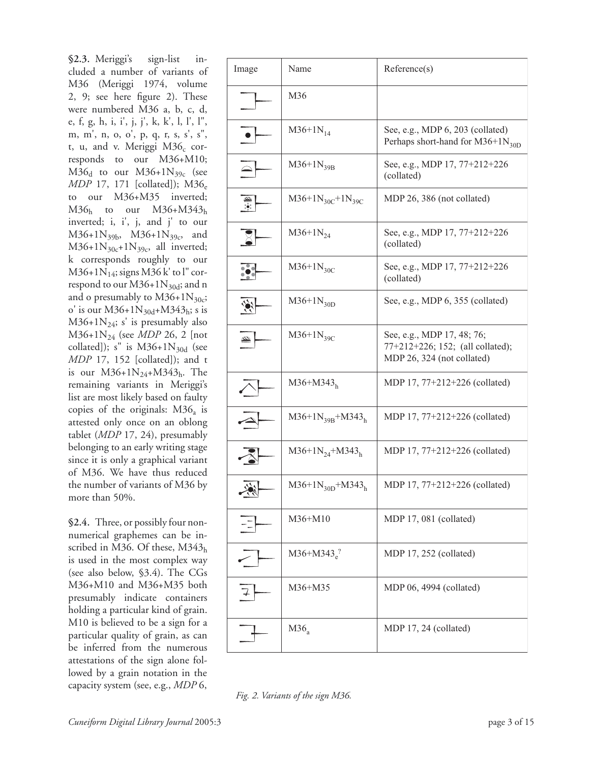**§2.3.** Meriggi's sign-list included a number of variants of M36 (Meriggi 1974, volume 2, 9; see here figure 2). These were numbered M36 a, b, c, d, e, f, g, h, i, i', j, j', k, k', l, l', l", m, m', n, o, o', p, q, r, s, s', s", t, u, and v. Meriggi $M36_c$ corresponds to our M36+M10; $M36_d$ to our $M36+1N_{39c}$ (see *MDP* 17, 171 [collated]); $M36_e$ to our M36+M35 inverted; $M36_h$ to our $M36+M343_h$ inverted; i, i', j, and j' to our $M36+1N_{39b}$, $M36+1N_{39c}$, and $M36+1N_{30c}+1N_{39c}$, all inverted; k corresponds roughly to our $M36+1N_{14}$; signs M36 k' to l" correspond to our $M36+1N_{30d}$; and n and o presumably to $M36+1N_{30c}$; o' is our $M36+1N_{30d}+M343_h$; s is $M36+1N_{24}$; s' is presumably also $M36+1N_{24}$ (see *MDP* 26, 2 [not collated]); s" is $M36+1N_{30d}$ (see *MDP* 17, 152 [collated]); and t is our $M36+1N_{24}+M343_h$. The remaining variants in Meriggi's list are most likely based on faulty copies of the originals: $M36_a$ is attested only once on an oblong tablet (*MDP* 17, 24), presumably belonging to an early writing stage since it is only a graphical variant of M36. We have thus reduced the number of variants of M36 by more than 50%.

**§2.4.** Three, or possibly four non-numerical graphemes can be inscribed in M36. Of these, $M343_h$ is used in the most complex way (see also below, §3.4). The CGs M36+M10 and M36+M35 both presumably indicate containers holding a particular kind of grain. M10 is believed to be a sign for a particular quality of grain, as can be inferred from the numerous attestations of the sign alone followed by a grain notation in the capacity system (see, e.g., *MDP* 6,

| Image | Name | Reference(s) |
|---|---|---|
| | M36 | |
| | $M36+1N_{14}$ | See, e.g., MDP 6, 203 (collated) Perhaps short-hand for $M36+1N_{30D}$ |
| | $M36+1N_{39B}$ | See, e.g., MDP 17, 77+212+226 (collated) |
| | $M36+1N_{30C}+1N_{39C}$ | MDP 26, 386 (not collated) |
| | $M36+1N_{24}$ | See, e.g., MDP 17, 77+212+226 (collated) |
| | $M36+1N_{30C}$ | See, e.g., MDP 17, 77+212+226 (collated) |
| | $M36+1N_{30D}$ | See, e.g., MDP 6, 355 (collated) |
| | $M36+1N_{39C}$ | See, e.g., MDP 17, 48; 76; 77+212+226; 152; (all collated); MDP 26, 324 (not collated) |
| | $M36+M343_h$ | MDP 17, 77+212+226 (collated) |
| | $M36+1N_{39B}+M343_h$ | MDP 17, 77+212+226 (collated) |
| | $M36+1N_{24}+M343_h$ | MDP 17, 77+212+226 (collated) |
| | $M36+1N_{30D}+M343_h$ | MDP 17, 77+212+226 (collated) |
| | M36+M10 | MDP 17, 081 (collated) |
| | $M36+M343_e^?$ | MDP 17, 252 (collated) |
| | M36+M35 | MDP 06, 4994 (collated) |
| | $M36_a$ | MDP 17, 24 (collated) |

*Fig. 2. Variants of the sign M36.*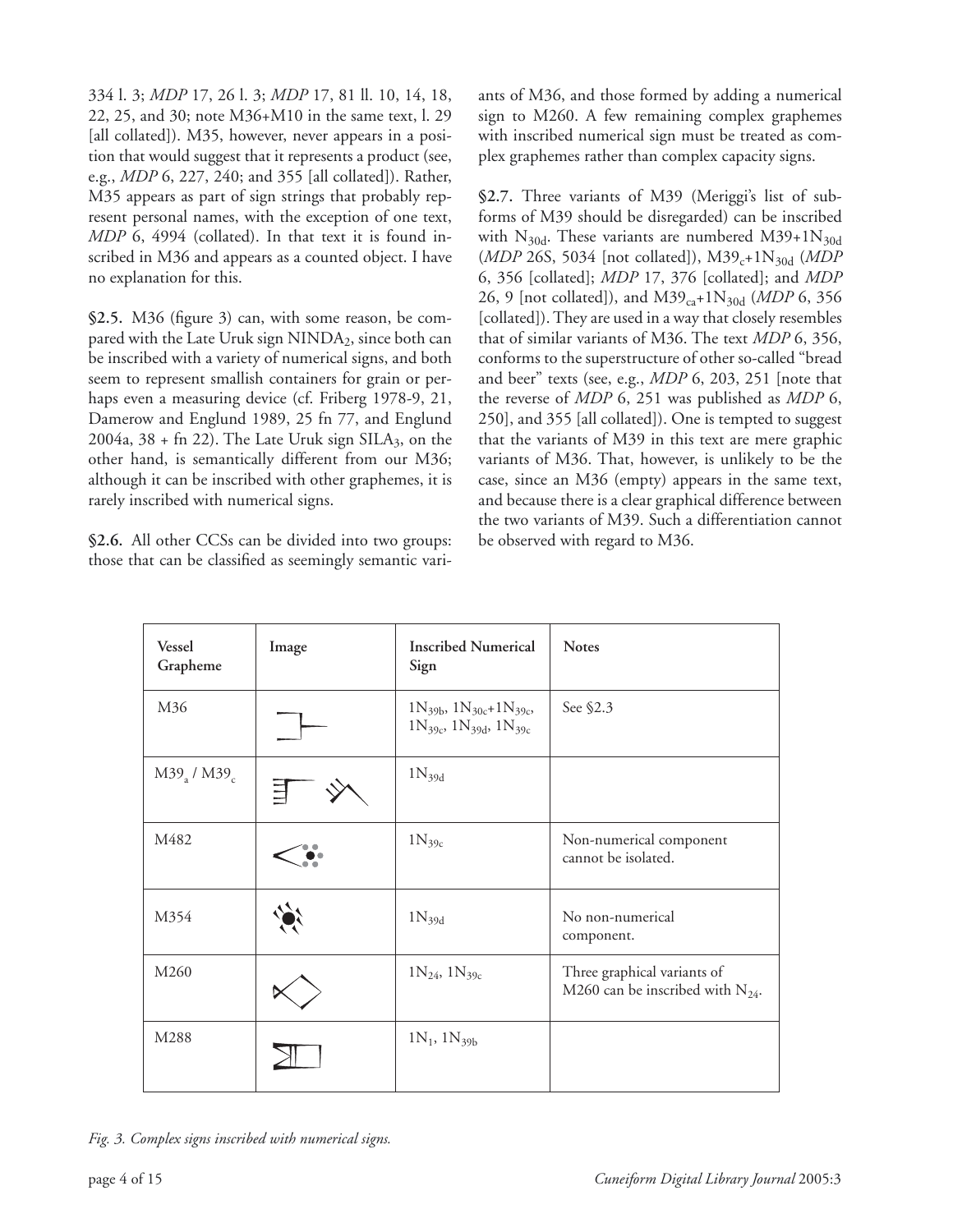334 l. 3; *MDP* 17, 26 l. 3; *MDP* 17, 81 ll. 10, 14, 18, 22, 25, and 30; note M36+M10 in the same text, l. 29 [all collated]). M35, however, never appears in a position that would suggest that it represents a product (see, e.g., *MDP* 6, 227, 240; and 355 [all collated]). Rather, M35 appears as part of sign strings that probably represent personal names, with the exception of one text, *MDP* 6, 4994 (collated). In that text it is found inscribed in M36 and appears as a counted object. I have no explanation for this.

**§2.5.** M36 (figure 3) can, with some reason, be compared with the Late Uruk sign $NINDA_2$, since both can be inscribed with a variety of numerical signs, and both seem to represent smallish containers for grain or perhaps even a measuring device (cf. Friberg 1978-9, 21, Damerow and Englund 1989, 25 fn 77, and Englund 2004a, 38 + fn 22). The Late Uruk sign $SILA_3$, on the other hand, is semantically different from our M36; although it can be inscribed with other graphemes, it is rarely inscribed with numerical signs.

**§2.6.** All other CCSs can be divided into two groups: those that can be classified as seemingly semantic variants of M36, and those formed by adding a numerical sign to M260. A few remaining complex graphemes with inscribed numerical sign must be treated as complex graphemes rather than complex capacity signs.

**§2.7.** Three variants of M39 (Meriggi's list of subforms of M39 should be disregarded) can be inscribed with $N_{30d}$. These variants are numbered $M39+1N_{30d}$ (*MDP* 26S, 5034 [not collated]), $M39_c+1N_{30d}$ (*MDP* 6, 356 [collated]; *MDP* 17, 376 [collated]; and *MDP* 26, 9 [not collated]), and $M39_{ca}+1N_{30d}$ (*MDP* 6, 356 [collated]). They are used in a way that closely resembles that of similar variants of M36. The text *MDP* 6, 356, conforms to the superstructure of other so-called "bread and beer" texts (see, e.g., *MDP* 6, 203, 251 [note that the reverse of *MDP* 6, 251 was published as *MDP* 6, 250], and 355 [all collated]). One is tempted to suggest that the variants of M39 in this text are mere graphic variants of M36. That, however, is unlikely to be the case, since an M36 (empty) appears in the same text, and because there is a clear graphical difference between the two variants of M39. Such a differentiation cannot be observed with regard to M36.

| Vessel Grapheme | Image | Inscribed Numerical Sign | Notes |
|---|---|---|---|
| M36 | | $1N_{39b}$, $1N_{30c}+1N_{39c}$, $1N_{39c}$, $1N_{39d}$, $1N_{39c}$ | See §2.3 |
| $M39_a$ / $M39_c$ | | $1N_{39d}$ | |
| M482 | | $1N_{39c}$ | Non-numerical component cannot be isolated. |
| M354 | | $1N_{39d}$ | No non-numerical component. |
| M260 | | $1N_{24}$, $1N_{39c}$ | Three graphical variants of M260 can be inscribed with $N_{24}$. |
| M288 | | $1N_1$, $1N_{39b}$ | |

*Fig. 3. Complex signs inscribed with numerical signs.*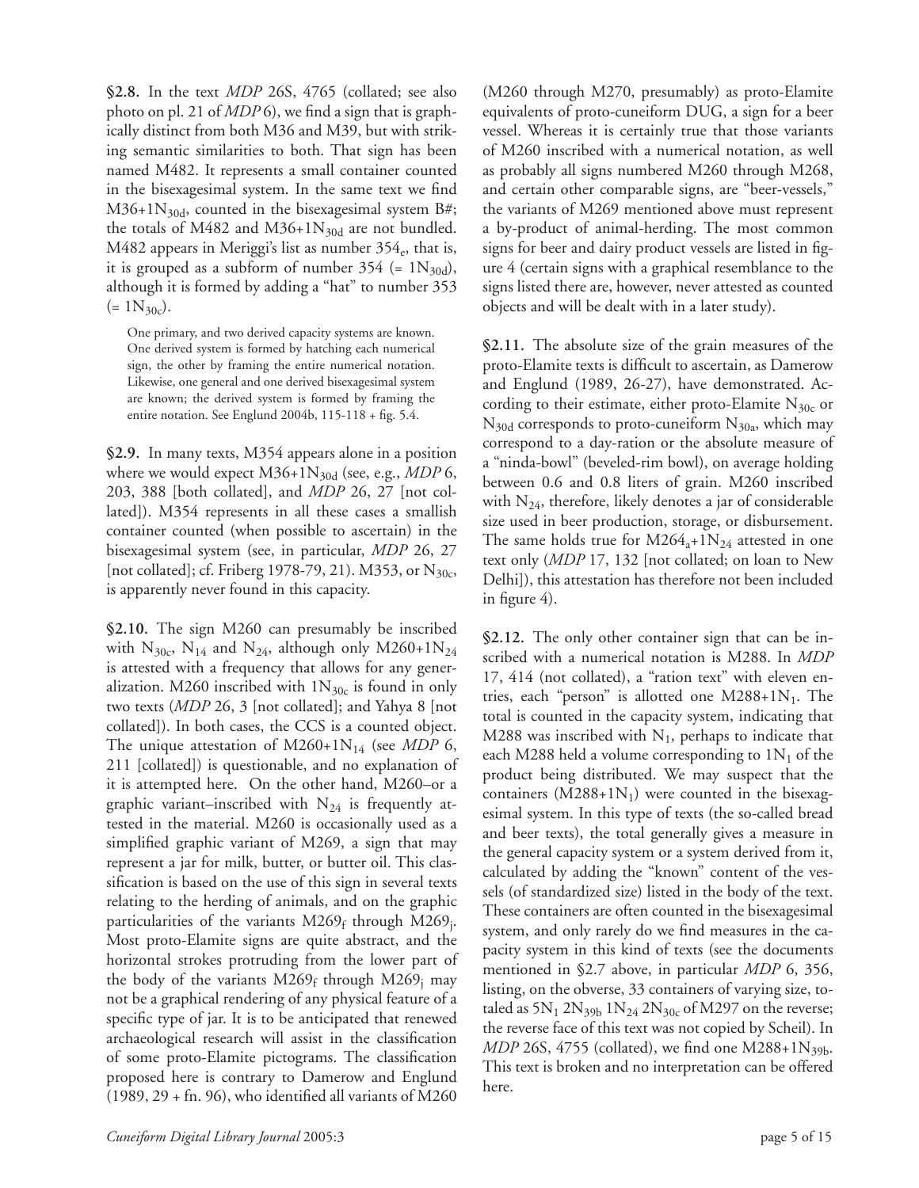**§2.8.** In the text *MDP* 26S, 4765 (collated; see also photo on pl. 21 of *MDP* 6), we find a sign that is graphically distinct from both M36 and M39, but with striking semantic similarities to both. That sign has been named M482. It represents a small container counted in the bisexagesimal system. In the same text we find M36+1$N_{30d}$, counted in the bisexagesimal system B#; the totals of M482 and M36+1$N_{30d}$ are not bundled. M482 appears in Meriggi's list as number $354_e$, that is, it is grouped as a subform of number 354 (= 1$N_{30d}$), although it is formed by adding a "hat" to number 353 (= 1$N_{30c}$).

> One primary, and two derived capacity systems are known. One derived system is formed by hatching each numerical sign, the other by framing the entire numerical notation. Likewise, one general and one derived bisexagesimal system are known; the derived system is formed by framing the entire notation. See Englund 2004b, 115-118 + fig. 5.4.

**§2.9.** In many texts, M354 appears alone in a position where we would expect M36+1$N_{30d}$ (see, e.g., *MDP* 6, 203, 388 [both collated], and *MDP* 26, 27 [not collated]). M354 represents in all these cases a smallish container counted (when possible to ascertain) in the bisexagesimal system (see, in particular, *MDP* 26, 27 [not collated]; cf. Friberg 1978-79, 21). M353, or $N_{30c}$, is apparently never found in this capacity.

**§2.10.** The sign M260 can presumably be inscribed with $N_{30c}$, $N_{14}$ and $N_{24}$, although only M260+1$N_{24}$ is attested with a frequency that allows for any generalization. M260 inscribed with 1$N_{30c}$ is found in only two texts (*MDP* 26, 3 [not collated]; and Yahya 8 [not collated]). In both cases, the CCS is a counted object. The unique attestation of M260+1$N_{14}$ (see *MDP* 6, 211 [collated]) is questionable, and no explanation of it is attempted here. On the other hand, M260–or a graphic variant–inscribed with $N_{24}$ is frequently attested in the material. M260 is occasionally used as a simplified graphic variant of M269, a sign that may represent a jar for milk, butter, or butter oil. This classification is based on the use of this sign in several texts relating to the herding of animals, and on the graphic particularities of the variants $M269_f$ through $M269_j$. Most proto-Elamite signs are quite abstract, and the horizontal strokes protruding from the lower part of the body of the variants $M269_f$ through $M269_j$ may not be a graphical rendering of any physical feature of a specific type of jar. It is to be anticipated that renewed archaeological research will assist in the classification of some proto-Elamite pictograms. The classification proposed here is contrary to Damerow and Englund (1989, 29 + fn. 96), who identified all variants of M260 (M260 through M270, presumably) as proto-Elamite equivalents of proto-cuneiform DUG, a sign for a beer vessel. Whereas it is certainly true that those variants of M260 inscribed with a numerical notation, as well as probably all signs numbered M260 through M268, and certain other comparable signs, are "beer-vessels," the variants of M269 mentioned above must represent a by-product of animal-herding. The most common signs for beer and dairy product vessels are listed in figure 4 (certain signs with a graphical resemblance to the signs listed there are, however, never attested as counted objects and will be dealt with in a later study).

**§2.11.** The absolute size of the grain measures of the proto-Elamite texts is difficult to ascertain, as Damerow and Englund (1989, 26-27), have demonstrated. According to their estimate, either proto-Elamite $N_{30c}$ or $N_{30d}$ corresponds to proto-cuneiform $N_{30a}$, which may correspond to a day-ration or the absolute measure of a "ninda-bowl" (beveled-rim bowl), on average holding between 0.6 and 0.8 liters of grain. M260 inscribed with $N_{24}$, therefore, likely denotes a jar of considerable size used in beer production, storage, or disbursement. The same holds true for $M264_a$+1$N_{24}$ attested in one text only (*MDP* 17, 132 [not collated; on loan to New Delhi]), this attestation has therefore not been included in figure 4).

**§2.12.** The only other container sign that can be inscribed with a numerical notation is M288. In *MDP* 17, 414 (not collated), a "ration text" with eleven entries, each "person" is allotted one M288+1$N_1$. The total is counted in the capacity system, indicating that M288 was inscribed with $N_1$, perhaps to indicate that each M288 held a volume corresponding to 1$N_1$ of the product being distributed. We may suspect that the containers (M288+1$N_1$) were counted in the bisexagesimal system. In this type of texts (the so-called bread and beer texts), the total generally gives a measure in the general capacity system or a system derived from it, calculated by adding the "known" content of the vessels (of standardized size) listed in the body of the text. These containers are often counted in the bisexagesimal system, and only rarely do we find measures in the capacity system in this kind of texts (see the documents mentioned in §2.7 above, in particular *MDP* 6, 356, listing, on the obverse, 33 containers of varying size, totaled as 5$N_1$ 2$N_{39b}$ 1$N_{24}$ 2$N_{30c}$ of M297 on the reverse; the reverse face of this text was not copied by Scheil). In *MDP* 26S, 4755 (collated), we find one M288+1$N_{39b}$. This text is broken and no interpretation can be offered here.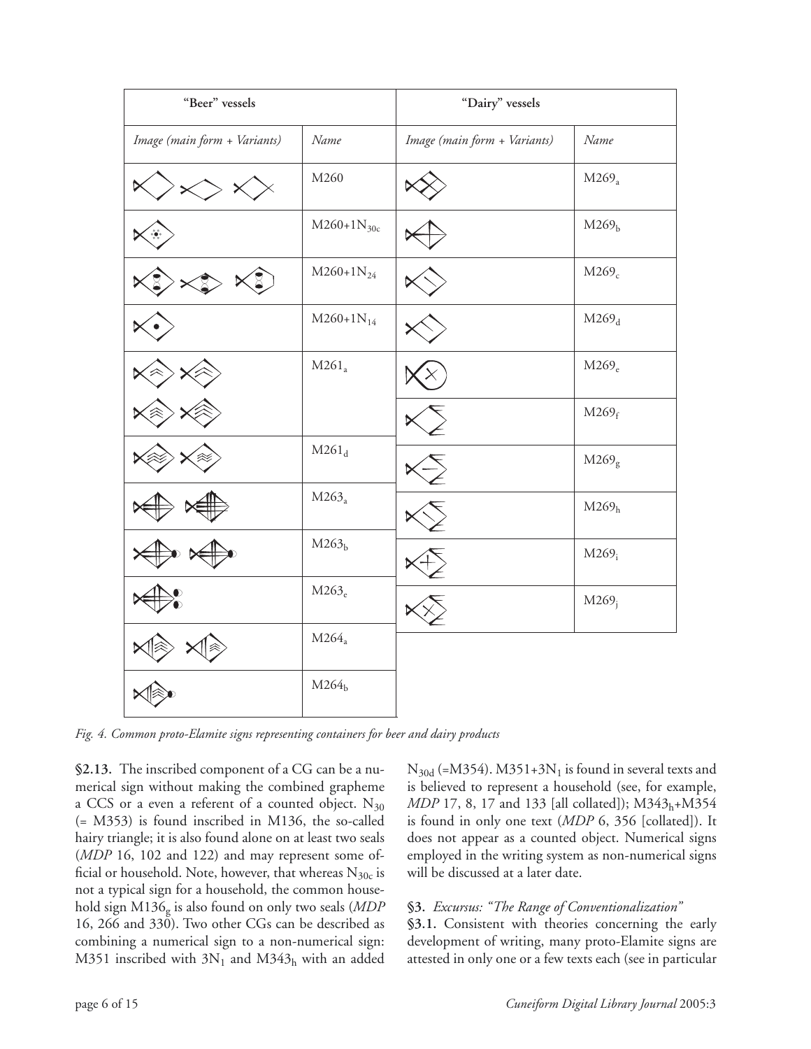| "Beer" vessels | | "Dairy" vessels | |
|---|---|---|---|
| *Image (main form + Variants)* | *Name* | *Image (main form + Variants)* | *Name* |
| | M260 | | $M269_a$ |
| | $M260{+}1N_{30c}$ | | $M269_b$ |
| | $M260{+}1N_{24}$ | | $M269_c$ |
| | $M260{+}1N_{14}$ | | $M269_d$ |
| | $M261_a$ | | $M269_e$ |
| | | | $M269_f$ |
| | $M261_d$ | | $M269_g$ |
| | $M263_a$ | | $M269_h$ |
| | $M263_b$ | | $M269_i$ |
| | $M263_e$ | | $M269_j$ |
| | $M264_a$ | | |
| | $M264_b$ | | |

*Fig. 4. Common proto-Elamite signs representing containers for beer and dairy products*

**§2.13.** The inscribed component of a CG can be a numerical sign without making the combined grapheme a CCS or a even a referent of a counted object. $N_{30}$ (= M353) is found inscribed in M136, the so-called hairy triangle; it is also found alone on at least two seals (*MDP* 16, 102 and 122) and may represent some official or household. Note, however, that whereas $N_{30c}$ is not a typical sign for a household, the common household sign $M136_g$ is also found on only two seals (*MDP* 16, 266 and 330). Two other CGs can be described as combining a numerical sign to a non-numerical sign: M351 inscribed with $3N_1$ and $M343_h$ with an added $N_{30d}$ (=M354). $M351{+}3N_1$ is found in several texts and is believed to represent a household (see, for example, *MDP* 17, 8, 17 and 133 [all collated]); $M343_h{+}M354$ is found in only one text (*MDP* 6, 356 [collated]). It does not appear as a counted object. Numerical signs employed in the writing system as non-numerical signs will be discussed at a later date.

**§3.** *Excursus: "The Range of Conventionalization"*

**§3.1.** Consistent with theories concerning the early development of writing, many proto-Elamite signs are attested in only one or a few texts each (see in particular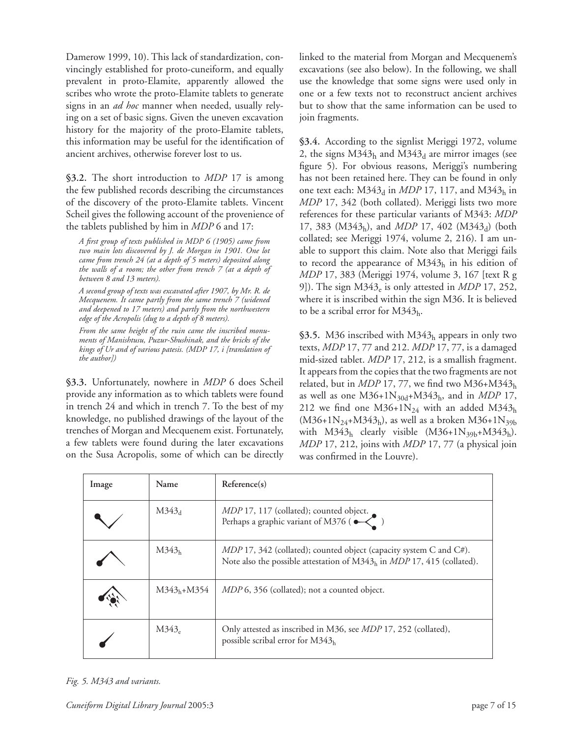Damerow 1999, 10). This lack of standardization, convincingly established for proto-cuneiform, and equally prevalent in proto-Elamite, apparently allowed the scribes who wrote the proto-Elamite tablets to generate signs in an *ad hoc* manner when needed, usually relying on a set of basic signs. Given the uneven excavation history for the majority of the proto-Elamite tablets, this information may be useful for the identification of ancient archives, otherwise forever lost to us.

**§3.2.** The short introduction to *MDP* 17 is among the few published records describing the circumstances of the discovery of the proto-Elamite tablets. Vincent Scheil gives the following account of the provenience of the tablets published by him in *MDP* 6 and 17:

> *A first group of texts published in MDP 6 (1905) came from two main lots discovered by J. de Morgan in 1901. One lot came from trench 24 (at a depth of 5 meters) deposited along the walls of a room; the other from trench 7 (at a depth of between 8 and 13 meters).*
>
> *A second group of texts was excavated after 1907, by Mr. R. de Mecquenem. It came partly from the same trench 7 (widened and deepened to 17 meters) and partly from the northwestern edge of the Acropolis (dug to a depth of 8 meters).*
>
> *From the same height of the ruin came the inscribed monuments of Manishtusu, Puzur-Shushinak, and the bricks of the kings of Ur and of various patesis. (MDP 17, i [translation of the author])*

**§3.3.** Unfortunately, nowhere in *MDP* 6 does Scheil provide any information as to which tablets were found in trench 24 and which in trench 7. To the best of my knowledge, no published drawings of the layout of the trenches of Morgan and Mecquenem exist. Fortunately, a few tablets were found during the later excavations on the Susa Acropolis, some of which can be directly linked to the material from Morgan and Mecquenem's excavations (see also below). In the following, we shall use the knowledge that some signs were used only in one or a few texts not to reconstruct ancient archives but to show that the same information can be used to join fragments.

**§3.4.** According to the signlist Meriggi 1972, volume 2, the signs $M343_h$ and $M343_d$ are mirror images (see figure 5). For obvious reasons, Meriggi's numbering has not been retained here. They can be found in only one text each: $M343_d$ in *MDP* 17, 117, and $M343_h$ in *MDP* 17, 342 (both collated). Meriggi lists two more references for these particular variants of M343: *MDP* 17, 383 ($M343_h$), and *MDP* 17, 402 ($M343_d$) (both collated; see Meriggi 1974, volume 2, 216). I am unable to support this claim. Note also that Meriggi fails to record the appearance of $M343_h$ in his edition of *MDP* 17, 383 (Meriggi 1974, volume 3, 167 [text R g 9]). The sign $M343_e$ is only attested in *MDP* 17, 252, where it is inscribed within the sign M36. It is believed to be a scribal error for $M343_h$.

**§3.5.** M36 inscribed with $M343_h$ appears in only two texts, *MDP* 17, 77 and 212. *MDP* 17, 77, is a damaged mid-sized tablet. *MDP* 17, 212, is a smallish fragment. It appears from the copies that the two fragments are not related, but in *MDP* 17, 77, we find two $M36+M343_h$ as well as one $M36+1N_{30d}+M343_h$, and in *MDP* 17, 212 we find one $M36+1N_{24}$ with an added $M343_h$ ($M36+1N_{24}+M343_h$), as well as a broken $M36+1N_{39b}$ with $M343_h$ clearly visible ($M36+1N_{39b}+M343_h$). *MDP* 17, 212, joins with *MDP* 17, 77 (a physical join was confirmed in the Louvre).

| Image | Name | Reference(s) |
| --- | --- | --- |
| | $M343_d$ | *MDP* 17, 117 (collated); counted object. Perhaps a graphic variant of M376 ( ) |
| | $M343_h$ | *MDP* 17, 342 (collated); counted object (capacity system C and C#). Note also the possible attestation of $M343_h$ in *MDP* 17, 415 (collated). |
| | $M343_h$+M354 | *MDP* 6, 356 (collated); not a counted object. |
| | $M343_e$ | Only attested as inscribed in M36, see *MDP* 17, 252 (collated), possible scribal error for $M343_h$ |

*Fig. 5. M343 and variants.*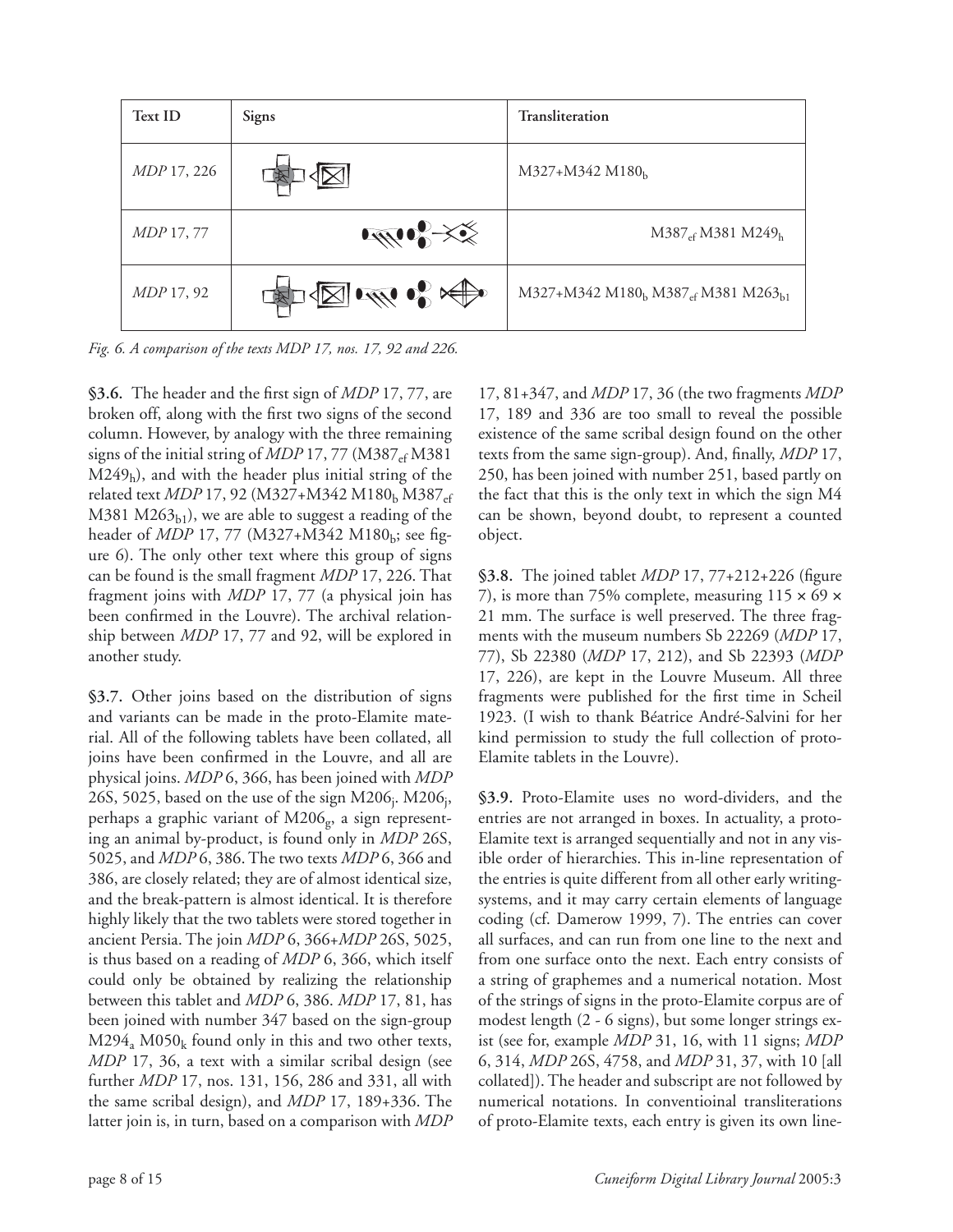| Text ID | Signs | Transliteration |
|---|---|---|
| *MDP* 17, 226 | | M327+M342 $M180_b$ |
| *MDP* 17, 77 | | $M387_{ef}$ M381 $M249_h$ |
| *MDP* 17, 92 | | M327+M342 $M180_b$ $M387_{ef}$ M381 $M263_{b1}$ |

*Fig. 6. A comparison of the texts MDP 17, nos. 17, 92 and 226.*

**§3.6.** The header and the first sign of *MDP* 17, 77, are broken off, along with the first two signs of the second column. However, by analogy with the three remaining signs of the initial string of *MDP* 17, 77 ($M387_{ef}$ M381 $M249_h$), and with the header plus initial string of the related text *MDP* 17, 92 (M327+M342 $M180_b$ $M387_{ef}$ M381 $M263_{b1}$), we are able to suggest a reading of the header of *MDP* 17, 77 (M327+M342 $M180_b$; see figure 6). The only other text where this group of signs can be found is the small fragment *MDP* 17, 226. That fragment joins with *MDP* 17, 77 (a physical join has been confirmed in the Louvre). The archival relationship between *MDP* 17, 77 and 92, will be explored in another study.

**§3.7.** Other joins based on the distribution of signs and variants can be made in the proto-Elamite material. All of the following tablets have been collated, all joins have been confirmed in the Louvre, and all are physical joins. *MDP* 6, 366, has been joined with *MDP* 26S, 5025, based on the use of the sign $M206_j$. $M206_j$, perhaps a graphic variant of $M206_g$, a sign representing an animal by-product, is found only in *MDP* 26S, 5025, and *MDP* 6, 386. The two texts *MDP* 6, 366 and 386, are closely related; they are of almost identical size, and the break-pattern is almost identical. It is therefore highly likely that the two tablets were stored together in ancient Persia. The join *MDP* 6, 366+*MDP* 26S, 5025, is thus based on a reading of *MDP* 6, 366, which itself could only be obtained by realizing the relationship between this tablet and *MDP* 6, 386. *MDP* 17, 81, has been joined with number 347 based on the sign-group $M294_a$ $M050_k$ found only in this and two other texts, *MDP* 17, 36, a text with a similar scribal design (see further *MDP* 17, nos. 131, 156, 286 and 331, all with the same scribal design), and *MDP* 17, 189+336. The latter join is, in turn, based on a comparison with *MDP* 17, 81+347, and *MDP* 17, 36 (the two fragments *MDP* 17, 189 and 336 are too small to reveal the possible existence of the same scribal design found on the other texts from the same sign-group). And, finally, *MDP* 17, 250, has been joined with number 251, based partly on the fact that this is the only text in which the sign M4 can be shown, beyond doubt, to represent a counted object.

**§3.8.** The joined tablet *MDP* 17, 77+212+226 (figure 7), is more than 75% complete, measuring 115 × 69 × 21 mm. The surface is well preserved. The three fragments with the museum numbers Sb 22269 (*MDP* 17, 77), Sb 22380 (*MDP* 17, 212), and Sb 22393 (*MDP* 17, 226), are kept in the Louvre Museum. All three fragments were published for the first time in Scheil 1923. (I wish to thank Béatrice André-Salvini for her kind permission to study the full collection of proto-Elamite tablets in the Louvre).

**§3.9.** Proto-Elamite uses no word-dividers, and the entries are not arranged in boxes. In actuality, a proto-Elamite text is arranged sequentially and not in any visible order of hierarchies. This in-line representation of the entries is quite different from all other early writing-systems, and it may carry certain elements of language coding (cf. Damerow 1999, 7). The entries can cover all surfaces, and can run from one line to the next and from one surface onto the next. Each entry consists of a string of graphemes and a numerical notation. Most of the strings of signs in the proto-Elamite corpus are of modest length (2 - 6 signs), but some longer strings exist (see for, example *MDP* 31, 16, with 11 signs; *MDP* 6, 314, *MDP* 26S, 4758, and *MDP* 31, 37, with 10 [all collated]). The header and subscript are not followed by numerical notations. In conventioinal transliterations of proto-Elamite texts, each entry is given its own line-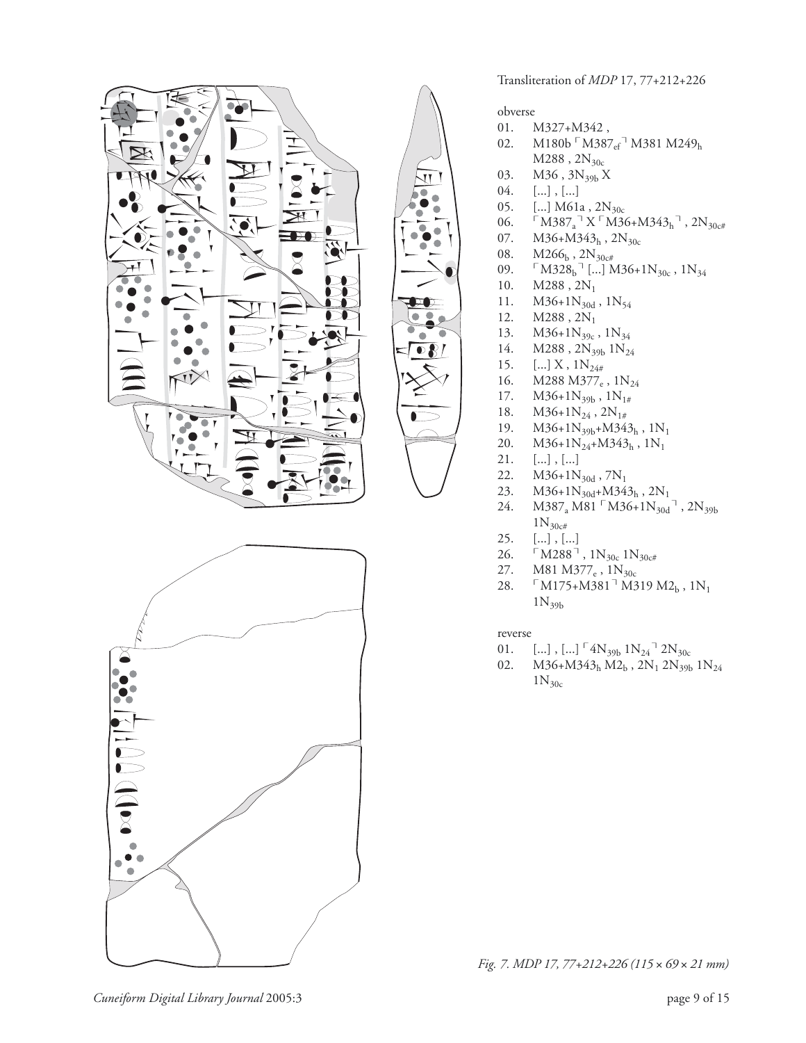Transliteration of *MDP* 17, 77+212+226

obverse

01. M327+M342 ,
02. M180b ⌜M387$_{ef}$⌝ M381 M249$_h$ M288 , 2N$_{30c}$
03. M36 , 3N$_{39b}$ X
04. [...] , [...]
05. [...] M61a , 2N$_{30c}$
06. ⌜M387$_a$⌝ X ⌜M36+M343$_h$⌝ , 2N$_{30c\#}$
07. M36+M343$_h$ , 2N$_{30c}$
08. M266$_b$ , 2N$_{30c\#}$
09. ⌜M328$_b$⌝ [...] M36+1N$_{30c}$ , 1N$_{34}$
10. M288 , 2N$_1$
11. M36+1N$_{30d}$ , 1N$_{54}$
12. M288 , 2N$_1$
13. M36+1N$_{39c}$ , 1N$_{34}$
14. M288 , 2N$_{39b}$ 1N$_{24}$
15. [...] X , 1N$_{24\#}$
16. M288 M377$_e$ , 1N$_{24}$
17. M36+1N$_{39b}$ , 1N$_{1\#}$
18. M36+1N$_{24}$ , 2N$_{1\#}$
19. M36+1N$_{39b}$+M343$_h$ , 1N$_1$
20. M36+1N$_{24}$+M343$_h$ , 1N$_1$
21. [...] , [...]
22. M36+1N$_{30d}$ , 7N$_1$
23. M36+1N$_{30d}$+M343$_h$ , 2N$_1$
24. M387$_a$ M81 ⌜M36+1N$_{30d}$⌝ , 2N$_{39b}$ 1N$_{30c\#}$
25. [...] , [...]
26. ⌜M288⌝ , 1N$_{30c}$ 1N$_{30c\#}$
27. M81 M377$_e$ , 1N$_{30c}$
28. ⌜M175+M381⌝ M319 M2$_b$ , 1N$_1$ 1N$_{39b}$

reverse

01. [...] , [...] ⌜4N$_{39b}$ 1N$_{24}$⌝ 2N$_{30c}$
02. M36+M343$_h$ M2$_b$ , 2N$_1$ 2N$_{39b}$ 1N$_{24}$ 1N$_{30c}$

*Fig. 7. MDP 17, 77+212+226 (115 × 69 × 21 mm)*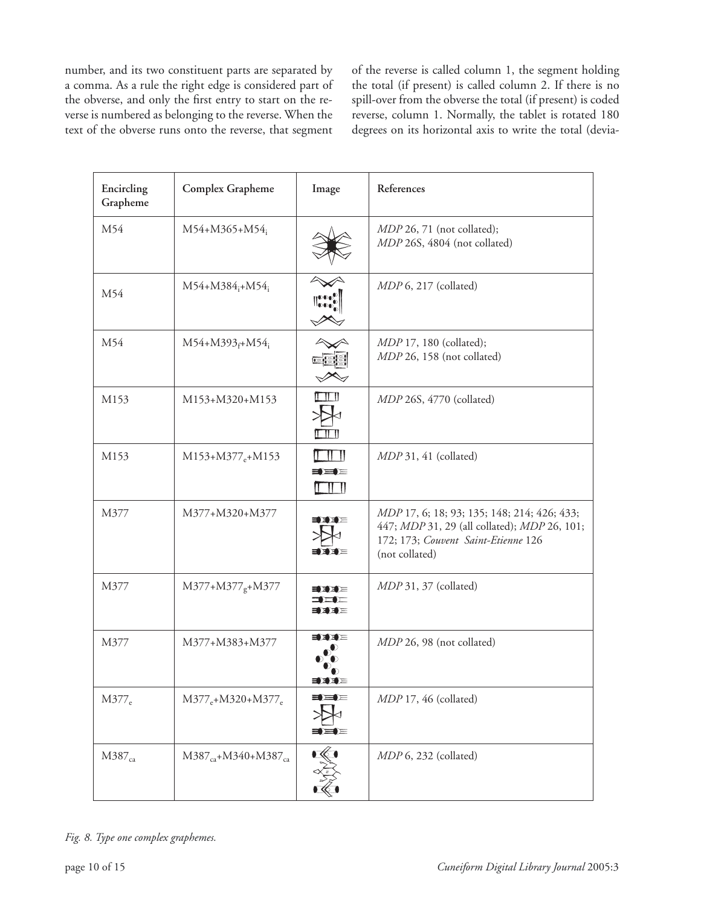number, and its two constituent parts are separated by a comma. As a rule the right edge is considered part of the obverse, and only the first entry to start on the reverse is numbered as belonging to the reverse. When the text of the obverse runs onto the reverse, that segment of the reverse is called column 1, the segment holding the total (if present) is called column 2. If there is no spill-over from the obverse the total (if present) is coded reverse, column 1. Normally, the tablet is rotated 180 degrees on its horizontal axis to write the total (devia-

| Encircling Grapheme | Complex Grapheme | Image | References |
|---|---|---|---|
| M54 | M54+M365+$M54_i$ | | *MDP* 26, 71 (not collated); *MDP* 26S, 4804 (not collated) |
| M54 | M54+$M384_i$+$M54_i$ | | *MDP* 6, 217 (collated) |
| M54 | M54+$M393_f$+$M54_i$ | | *MDP* 17, 180 (collated); *MDP* 26, 158 (not collated) |
| M153 | M153+M320+M153 | | *MDP* 26S, 4770 (collated) |
| M153 | M153+$M377_e$+M153 | | *MDP* 31, 41 (collated) |
| M377 | M377+M320+M377 | | *MDP* 17, 6; 18; 93; 135; 148; 214; 426; 433; 447; *MDP* 31, 29 (all collated); *MDP* 26, 101; 172; 173; *Couvent Saint-Etienne* 126 (not collated) |
| M377 | M377+$M377_g$+M377 | | *MDP* 31, 37 (collated) |
| M377 | M377+M383+M377 | | *MDP* 26, 98 (not collated) |
| $M377_e$ | $M377_e$+M320+$M377_e$ | | *MDP* 17, 46 (collated) |
| $M387_{ca}$ | $M387_{ca}$+M340+$M387_{ca}$ | | *MDP* 6, 232 (collated) |

*Fig. 8. Type one complex graphemes.*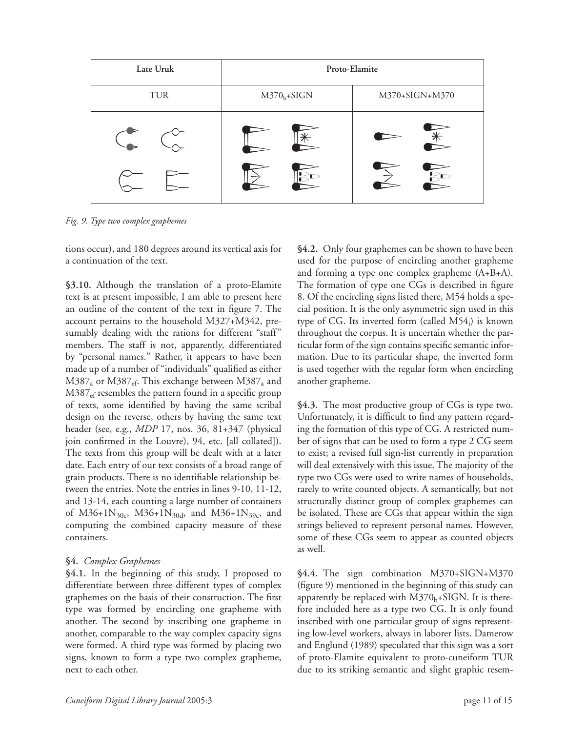| Late Uruk | Proto-Elamite | |
|---|---|---|
| TUR | $M370_b$+SIGN | M370+SIGN+M370 |
| | | |

*Fig. 9. Type two complex graphemes*

tions occur), and 180 degrees around its vertical axis for a continuation of the text.

**§3.10.** Although the translation of a proto-Elamite text is at present impossible, I am able to present here an outline of the content of the text in figure 7. The account pertains to the household M327+M342, presumably dealing with the rations for different "staff" members. The staff is not, apparently, differentiated by "personal names." Rather, it appears to have been made up of a number of "individuals" qualified as either $M387_a$ or $M387_{ef}$. This exchange between $M387_a$ and $M387_{ef}$ resembles the pattern found in a specific group of texts, some identified by having the same scribal design on the reverse, others by having the same text header (see, e.g., *MDP* 17, nos. 36, 81+347 (physical join confirmed in the Louvre), 94, etc. [all collated]). The texts from this group will be dealt with at a later date. Each entry of our text consists of a broad range of grain products. There is no identifiable relationship between the entries. Note the entries in lines 9-10, 11-12, and 13-14, each counting a large number of containers of $M36+1N_{30c}$, $M36+1N_{30d}$, and $M36+1N_{39c}$, and computing the combined capacity measure of these containers.

## §4. *Complex Graphemes*

**§4.1.** In the beginning of this study, I proposed to differentiate between three different types of complex graphemes on the basis of their construction. The first type was formed by encircling one grapheme with another. The second by inscribing one grapheme in another, comparable to the way complex capacity signs were formed. A third type was formed by placing two signs, known to form a type two complex grapheme, next to each other.

**§4.2.** Only four graphemes can be shown to have been used for the purpose of encircling another grapheme and forming a type one complex grapheme (A+B+A). The formation of type one CGs is described in figure 8. Of the encircling signs listed there, M54 holds a special position. It is the only asymmetric sign used in this type of CG. Its inverted form (called $M54_i$) is known throughout the corpus. It is uncertain whether the particular form of the sign contains specific semantic information. Due to its particular shape, the inverted form is used together with the regular form when encircling another grapheme.

**§4.3.** The most productive group of CGs is type two. Unfortunately, it is difficult to find any pattern regarding the formation of this type of CG. A restricted number of signs that can be used to form a type 2 CG seem to exist; a revised full sign-list currently in preparation will deal extensively with this issue. The majority of the type two CGs were used to write names of households, rarely to write counted objects. A semantically, but not structurally distinct group of complex graphemes can be isolated. These are CGs that appear within the sign strings believed to represent personal names. However, some of these CGs seem to appear as counted objects as well.

**§4.4.** The sign combination M370+SIGN+M370 (figure 9) mentioned in the beginning of this study can apparently be replaced with $M370_b$+SIGN. It is therefore included here as a type two CG. It is only found inscribed with one particular group of signs representing low-level workers, always in laborer lists. Damerow and Englund (1989) speculated that this sign was a sort of proto-Elamite equivalent to proto-cuneiform TUR due to its striking semantic and slight graphic resem-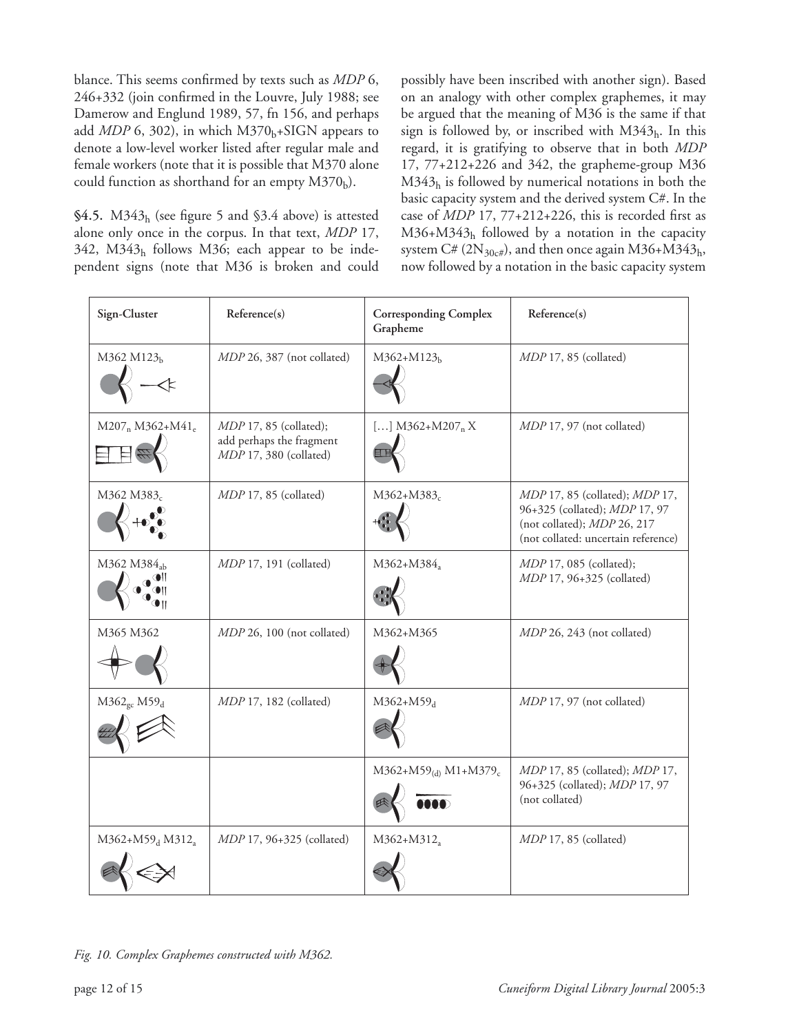blance. This seems confirmed by texts such as *MDP* 6, 246+332 (join confirmed in the Louvre, July 1988; see Damerow and Englund 1989, 57, fn 156, and perhaps add *MDP* 6, 302), in which $M370_b$+SIGN appears to denote a low-level worker listed after regular male and female workers (note that it is possible that M370 alone could function as shorthand for an empty $M370_b$).

**§4.5.** $M343_h$ (see figure 5 and §3.4 above) is attested alone only once in the corpus. In that text, *MDP* 17, 342, $M343_h$ follows M36; each appear to be independent signs (note that M36 is broken and could possibly have been inscribed with another sign). Based on an analogy with other complex graphemes, it may be argued that the meaning of M36 is the same if that sign is followed by, or inscribed with $M343_h$. In this regard, it is gratifying to observe that in both *MDP* 17, 77+212+226 and 342, the grapheme-group M36 $M343_h$ is followed by numerical notations in both the basic capacity system and the derived system C#. In the case of *MDP* 17, 77+212+226, this is recorded first as M36+$M343_h$ followed by a notation in the capacity system C# ($2N_{30c\#}$), and then once again M36+$M343_h$, now followed by a notation in the basic capacity system

| Sign-Cluster | Reference(s) | Corresponding Complex Grapheme | Reference(s) |
|---|---|---|---|
| M362 $M123_b$ | *MDP* 26, 387 (not collated) | M362+$M123_b$ | *MDP* 17, 85 (collated) |
| $M207_n$ M362+$M41_e$ | *MDP* 17, 85 (collated); add perhaps the fragment *MDP* 17, 380 (collated) | […] M362+$M207_n$ X | *MDP* 17, 97 (not collated) |
| M362 $M383_c$ | *MDP* 17, 85 (collated) | M362+$M383_c$ | *MDP* 17, 85 (collated); *MDP* 17, 96+325 (collated); *MDP* 17, 97 (not collated); *MDP* 26, 217 (not collated: uncertain reference) |
| M362 $M384_{ab}$ | *MDP* 17, 191 (collated) | M362+$M384_a$ | *MDP* 17, 085 (collated); *MDP* 17, 96+325 (collated) |
| M365 M362 | *MDP* 26, 100 (not collated) | M362+M365 | *MDP* 26, 243 (not collated) |
| $M362_{gc}$ $M59_d$ | *MDP* 17, 182 (collated) | M362+$M59_d$ | *MDP* 17, 97 (not collated) |
| | | M362+$M59_{(d)}$ M1+$M379_c$ | *MDP* 17, 85 (collated); *MDP* 17, 96+325 (collated); *MDP* 17, 97 (not collated) |
| M362+$M59_d$ $M312_a$ | *MDP* 17, 96+325 (collated) | M362+$M312_a$ | *MDP* 17, 85 (collated) |

*Fig. 10. Complex Graphemes constructed with M362.*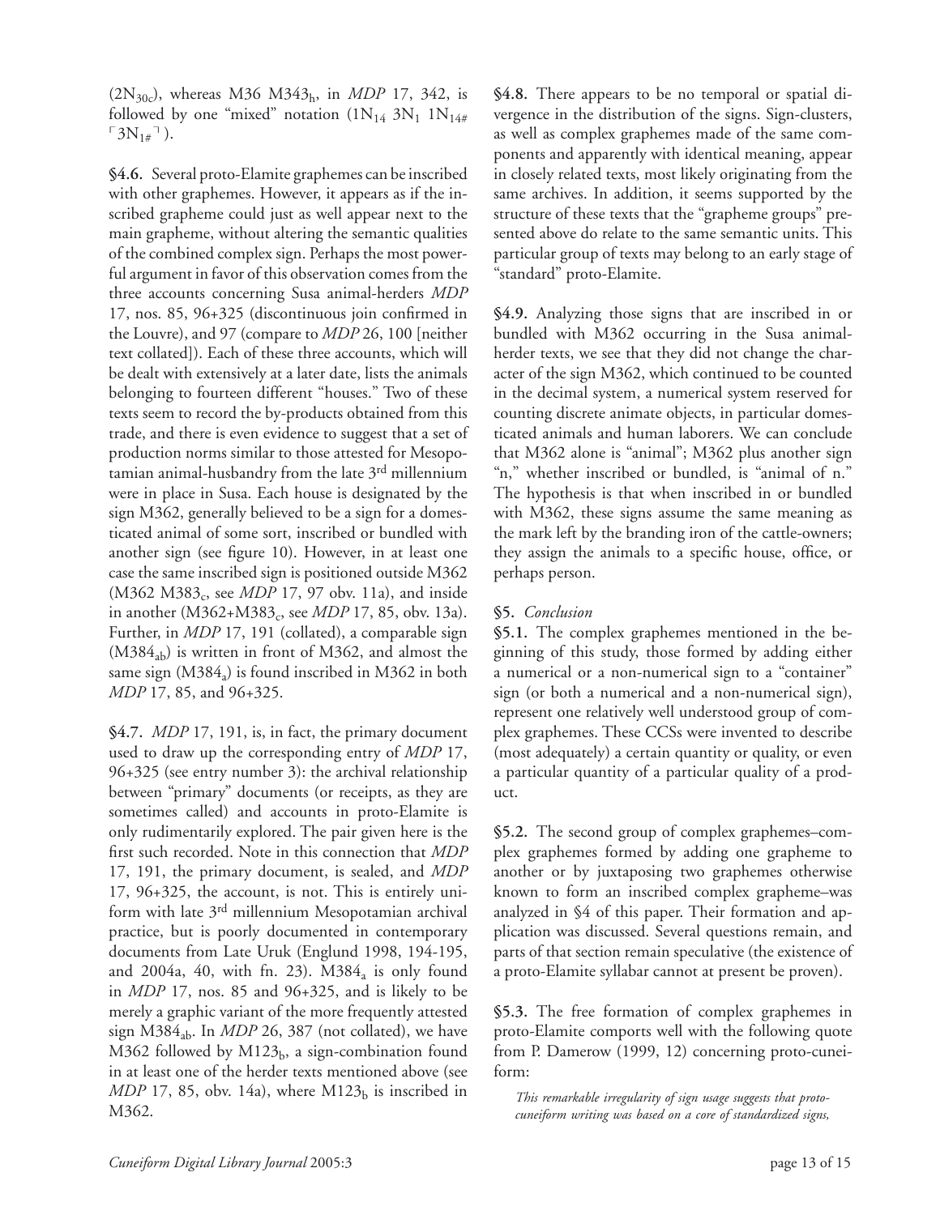($2N_{30c}$), whereas M36 $M343_h$, in *MDP* 17, 342, is followed by one "mixed" notation ($1N_{14}$ $3N_1$ $1N_{14\#}$ ⌜$3N_{1\#}$⌝).

**§4.6.** Several proto-Elamite graphemes can be inscribed with other graphemes. However, it appears as if the inscribed grapheme could just as well appear next to the main grapheme, without altering the semantic qualities of the combined complex sign. Perhaps the most powerful argument in favor of this observation comes from the three accounts concerning Susa animal-herders *MDP* 17, nos. 85, 96+325 (discontinuous join confirmed in the Louvre), and 97 (compare to *MDP* 26, 100 [neither text collated]). Each of these three accounts, which will be dealt with extensively at a later date, lists the animals belonging to fourteen different "houses." Two of these texts seem to record the by-products obtained from this trade, and there is even evidence to suggest that a set of production norms similar to those attested for Mesopotamian animal-husbandry from the late 3rd millennium were in place in Susa. Each house is designated by the sign M362, generally believed to be a sign for a domesticated animal of some sort, inscribed or bundled with another sign (see figure 10). However, in at least one case the same inscribed sign is positioned outside M362 (M362 $M383_c$, see *MDP* 17, 97 obv. 11a), and inside in another (M362+$M383_c$, see *MDP* 17, 85, obv. 13a). Further, in *MDP* 17, 191 (collated), a comparable sign ($M384_{ab}$) is written in front of M362, and almost the same sign ($M384_a$) is found inscribed in M362 in both *MDP* 17, 85, and 96+325.

**§4.7.** *MDP* 17, 191, is, in fact, the primary document used to draw up the corresponding entry of *MDP* 17, 96+325 (see entry number 3): the archival relationship between "primary" documents (or receipts, as they are sometimes called) and accounts in proto-Elamite is only rudimentarily explored. The pair given here is the first such recorded. Note in this connection that *MDP* 17, 191, the primary document, is sealed, and *MDP* 17, 96+325, the account, is not. This is entirely uniform with late 3rd millennium Mesopotamian archival practice, but is poorly documented in contemporary documents from Late Uruk (Englund 1998, 194-195, and 2004a, 40, with fn. 23). $M384_a$ is only found in *MDP* 17, nos. 85 and 96+325, and is likely to be merely a graphic variant of the more frequently attested sign $M384_{ab}$. In *MDP* 26, 387 (not collated), we have M362 followed by $M123_b$, a sign-combination found in at least one of the herder texts mentioned above (see *MDP* 17, 85, obv. 14a), where $M123_b$ is inscribed in M362.

**§4.8.** There appears to be no temporal or spatial divergence in the distribution of the signs. Sign-clusters, as well as complex graphemes made of the same components and apparently with identical meaning, appear in closely related texts, most likely originating from the same archives. In addition, it seems supported by the structure of these texts that the "grapheme groups" presented above do relate to the same semantic units. This particular group of texts may belong to an early stage of "standard" proto-Elamite.

**§4.9.** Analyzing those signs that are inscribed in or bundled with M362 occurring in the Susa animal-herder texts, we see that they did not change the character of the sign M362, which continued to be counted in the decimal system, a numerical system reserved for counting discrete animate objects, in particular domesticated animals and human laborers. We can conclude that M362 alone is "animal"; M362 plus another sign "n," whether inscribed or bundled, is "animal of n." The hypothesis is that when inscribed in or bundled with M362, these signs assume the same meaning as the mark left by the branding iron of the cattle-owners; they assign the animals to a specific house, office, or perhaps person.

## §5. *Conclusion*

**§5.1.** The complex graphemes mentioned in the beginning of this study, those formed by adding either a numerical or a non-numerical sign to a "container" sign (or both a numerical and a non-numerical sign), represent one relatively well understood group of complex graphemes. These CCSs were invented to describe (most adequately) a certain quantity or quality, or even a particular quantity of a particular quality of a product.

**§5.2.** The second group of complex graphemes–complex graphemes formed by adding one grapheme to another or by juxtaposing two graphemes otherwise known to form an inscribed complex grapheme–was analyzed in §4 of this paper. Their formation and application was discussed. Several questions remain, and parts of that section remain speculative (the existence of a proto-Elamite syllabar cannot at present be proven).

**§5.3.** The free formation of complex graphemes in proto-Elamite comports well with the following quote from P. Damerow (1999, 12) concerning proto-cuneiform:

> *This remarkable irregularity of sign usage suggests that proto-cuneiform writing was based on a core of standardized signs,*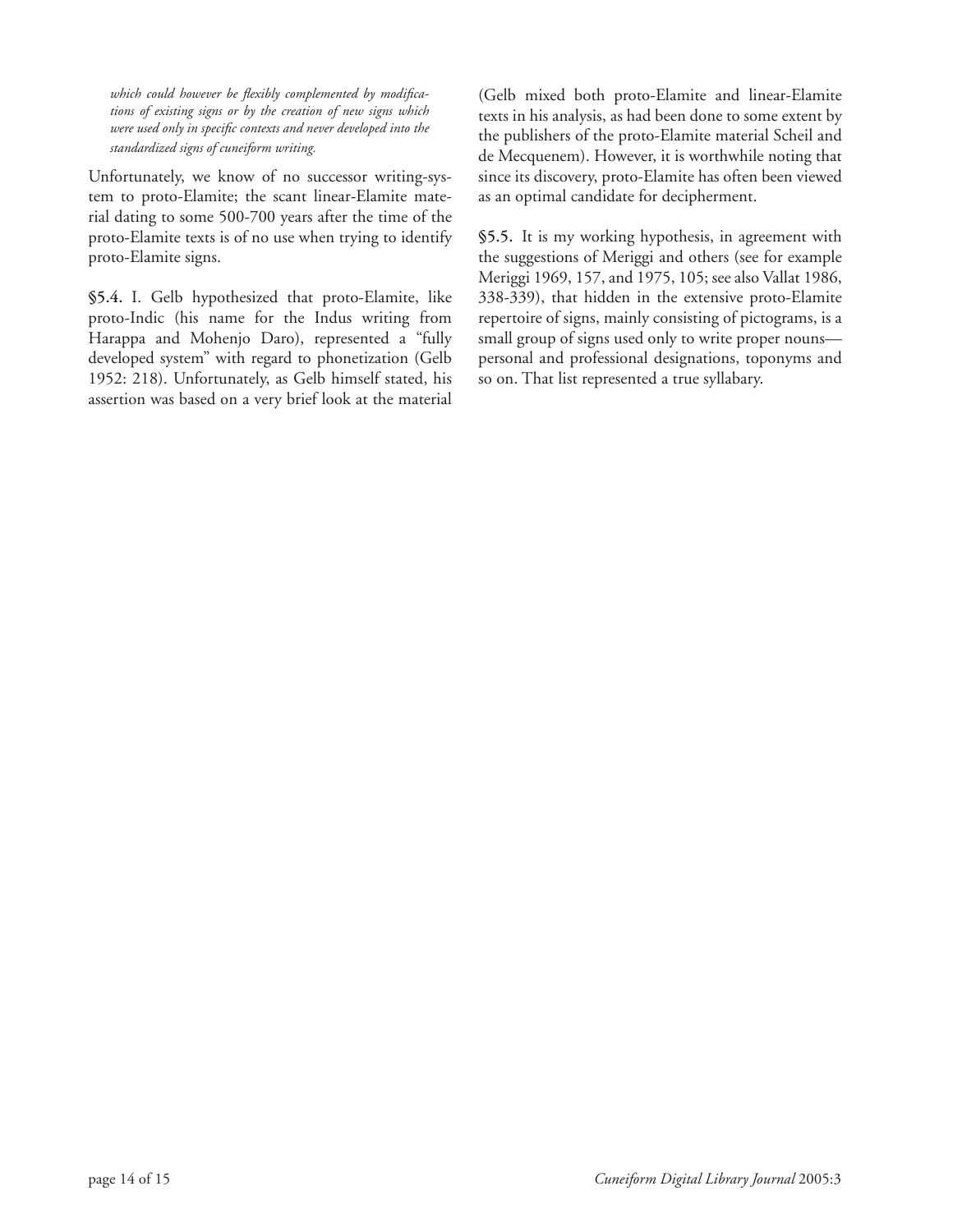*which could however be flexibly complemented by modifications of existing signs or by the creation of new signs which were used only in specific contexts and never developed into the standardized signs of cuneiform writing.*

Unfortunately, we know of no successor writing-system to proto-Elamite; the scant linear-Elamite material dating to some 500-700 years after the time of the proto-Elamite texts is of no use when trying to identify proto-Elamite signs.

**§5.4.** I. Gelb hypothesized that proto-Elamite, like proto-Indic (his name for the Indus writing from Harappa and Mohenjo Daro), represented a "fully developed system" with regard to phonetization (Gelb 1952: 218). Unfortunately, as Gelb himself stated, his assertion was based on a very brief look at the material (Gelb mixed both proto-Elamite and linear-Elamite texts in his analysis, as had been done to some extent by the publishers of the proto-Elamite material Scheil and de Mecquenem). However, it is worthwhile noting that since its discovery, proto-Elamite has often been viewed as an optimal candidate for decipherment.

**§5.5.** It is my working hypothesis, in agreement with the suggestions of Meriggi and others (see for example Meriggi 1969, 157, and 1975, 105; see also Vallat 1986, 338-339), that hidden in the extensive proto-Elamite repertoire of signs, mainly consisting of pictograms, is a small group of signs used only to write proper nouns—personal and professional designations, toponyms and so on. That list represented a true syllabary.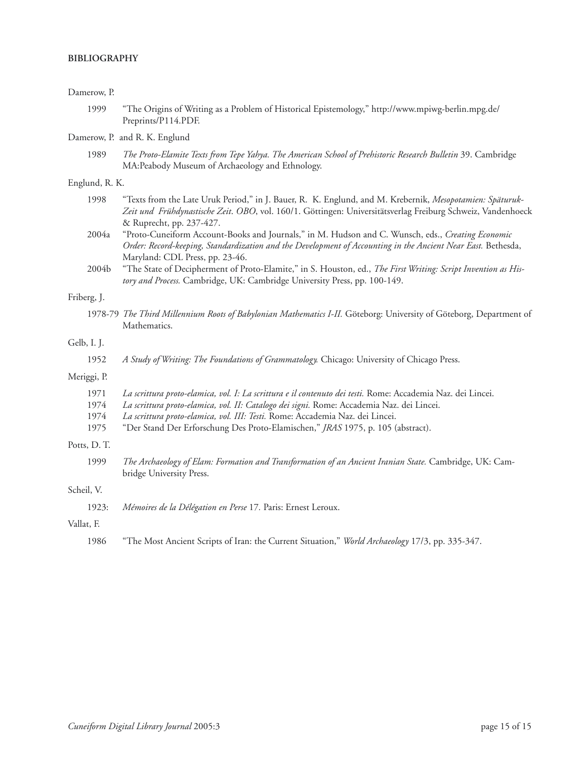**BIBLIOGRAPHY**

Damerow, P.

1999 "The Origins of Writing as a Problem of Historical Epistemology," http://www.mpiwg-berlin.mpg.de/Preprints/P114.PDF.

Damerow, P. and R. K. Englund

1989 *The Proto-Elamite Texts from Tepe Yahya. The American School of Prehistoric Research Bulletin* 39. Cambridge MA:Peabody Museum of Archaeology and Ethnology.

Englund, R. K.

1998 "Texts from the Late Uruk Period," in J. Bauer, R. K. Englund, and M. Krebernik, *Mesopotamien: Späturuk-Zeit und Frühdynastische Zeit*. *OBO*, vol. 160/1. Göttingen: Universitätsverlag Freiburg Schweiz, Vandenhoeck & Ruprecht, pp. 237-427.

2004a "Proto-Cuneiform Account-Books and Journals," in M. Hudson and C. Wunsch, eds., *Creating Economic Order: Record-keeping, Standardization and the Development of Accounting in the Ancient Near East.* Bethesda, Maryland: CDL Press, pp. 23-46.

2004b "The State of Decipherment of Proto-Elamite," in S. Houston, ed., *The First Writing: Script Invention as History and Process.* Cambridge, UK: Cambridge University Press, pp. 100-149.

Friberg, J.

1978-79 *The Third Millennium Roots of Babylonian Mathematics I-II.* Göteborg: University of Göteborg, Department of Mathematics.

Gelb, I. J.

1952 *A Study of Writing: The Foundations of Grammatology.* Chicago: University of Chicago Press.

Meriggi, P.

1971 *La scrittura proto-elamica, vol. I: La scrittura e il contenuto dei testi.* Rome: Accademia Naz. dei Lincei.

1974 *La scrittura proto-elamica, vol. II: Catalogo dei signi.* Rome: Accademia Naz. dei Lincei.

1974 *La scrittura proto-elamica, vol. III: Testi.* Rome: Accademia Naz. dei Lincei.

1975 "Der Stand Der Erforschung Des Proto-Elamischen," *JRAS* 1975, p. 105 (abstract).

Potts, D. T.

1999 *The Archaeology of Elam: Formation and Transformation of an Ancient Iranian State.* Cambridge, UK: Cambridge University Press.

Scheil, V.

1923: *Mémoires de la Délégation en Perse* 17. Paris: Ernest Leroux.

Vallat, F.

1986 "The Most Ancient Scripts of Iran: the Current Situation," *World Archaeology* 17/3, pp. 335-347.